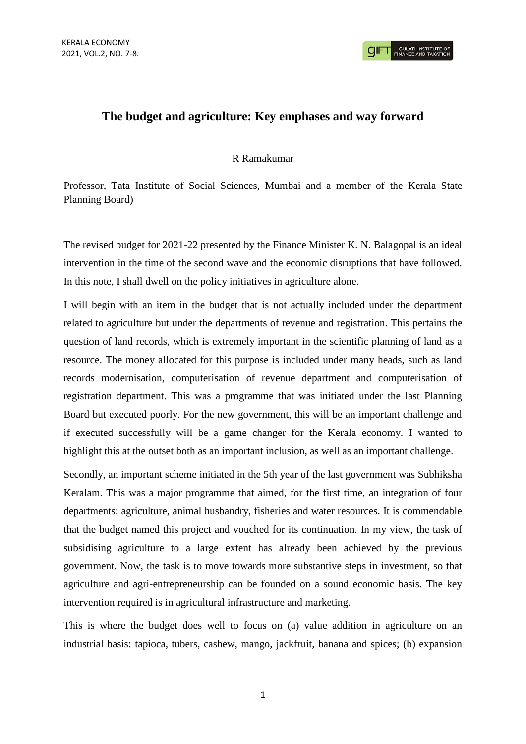# The budget and agriculture: Key emphases and way forward

R Ramakumar

Professor, Tata Institute of Social Sciences, Mumbai and a member of the Kerala State Planning Board)

The revised budget for 2021-22 presented by the Finance Minister K. N. Balagopal is an ideal intervention in the time of the second wave and the economic disruptions that have followed. In this note, I shall dwell on the policy initiatives in agriculture alone.

I will begin with an item in the budget that is not actually included under the department related to agriculture but under the departments of revenue and registration. This pertains the question of land records, which is extremely important in the scientific planning of land as a resource. The money allocated for this purpose is included under many heads, such as land records modernisation, computerisation of revenue department and computerisation of registration department. This was a programme that was initiated under the last Planning Board but executed poorly. For the new government, this will be an important challenge and if executed successfully will be a game changer for the Kerala economy. I wanted to highlight this at the outset both as an important inclusion, as well as an important challenge.

Secondly, an important scheme initiated in the 5th year of the last government was Subhiksha Keralam. This was a major programme that aimed, for the first time, an integration of four departments: agriculture, animal husbandry, fisheries and water resources. It is commendable that the budget named this project and vouched for its continuation. In my view, the task of subsidising agriculture to a large extent has already been achieved by the previous government. Now, the task is to move towards more substantive steps in investment, so that agriculture and agri-entrepreneurship can be founded on a sound economic basis. The key intervention required is in agricultural infrastructure and marketing.

This is where the budget does well to focus on (a) value addition in agriculture on an industrial basis: tapioca, tubers, cashew, mango, jackfruit, banana and spices; (b) expansion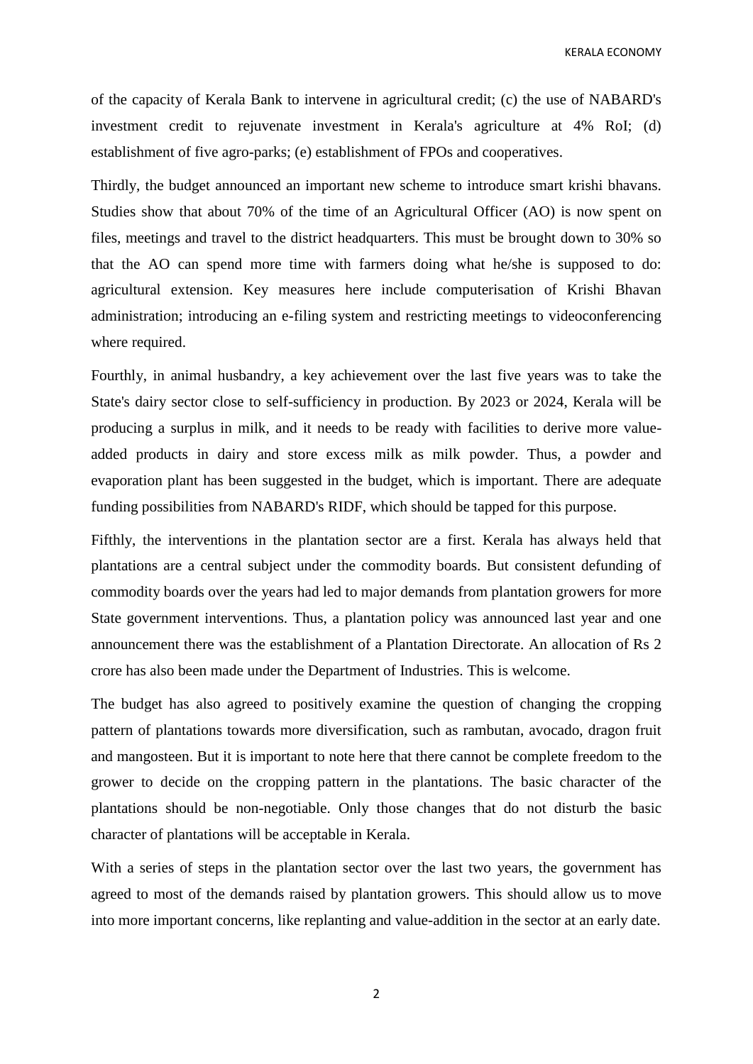of the capacity of Kerala Bank to intervene in agricultural credit; (c) the use of NABARD's investment credit to rejuvenate investment in Kerala's agriculture at 4% RoI; (d) establishment of five agro-parks; (e) establishment of FPOs and cooperatives.

Thirdly, the budget announced an important new scheme to introduce smart krishi bhavans. Studies show that about 70% of the time of an Agricultural Officer (AO) is now spent on files, meetings and travel to the district headquarters. This must be brought down to 30% so that the AO can spend more time with farmers doing what he/she is supposed to do: agricultural extension. Key measures here include computerisation of Krishi Bhavan administration; introducing an e-filing system and restricting meetings to videoconferencing where required.

Fourthly, in animal husbandry, a key achievement over the last five years was to take the State's dairy sector close to self-sufficiency in production. By 2023 or 2024, Kerala will be producing a surplus in milk, and it needs to be ready with facilities to derive more value-added products in dairy and store excess milk as milk powder. Thus, a powder and evaporation plant has been suggested in the budget, which is important. There are adequate funding possibilities from NABARD's RIDF, which should be tapped for this purpose.

Fifthly, the interventions in the plantation sector are a first. Kerala has always held that plantations are a central subject under the commodity boards. But consistent defunding of commodity boards over the years had led to major demands from plantation growers for more State government interventions. Thus, a plantation policy was announced last year and one announcement there was the establishment of a Plantation Directorate. An allocation of Rs 2 crore has also been made under the Department of Industries. This is welcome.

The budget has also agreed to positively examine the question of changing the cropping pattern of plantations towards more diversification, such as rambutan, avocado, dragon fruit and mangosteen. But it is important to note here that there cannot be complete freedom to the grower to decide on the cropping pattern in the plantations. The basic character of the plantations should be non-negotiable. Only those changes that do not disturb the basic character of plantations will be acceptable in Kerala.

With a series of steps in the plantation sector over the last two years, the government has agreed to most of the demands raised by plantation growers. This should allow us to move into more important concerns, like replanting and value-addition in the sector at an early date.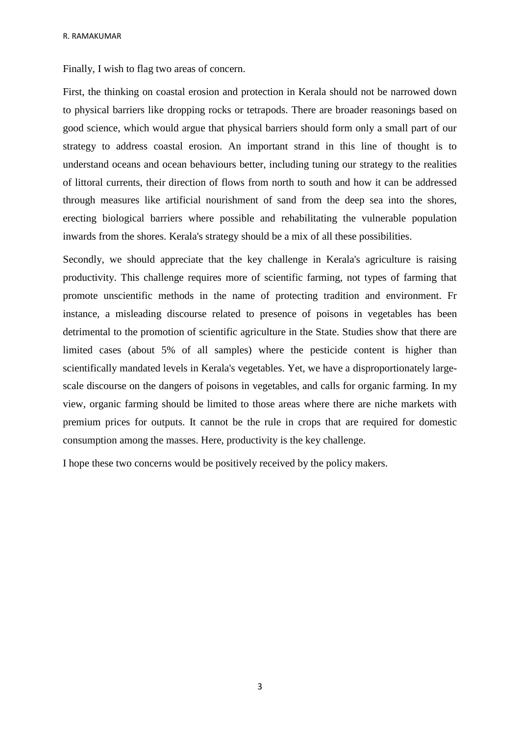Finally, I wish to flag two areas of concern.

First, the thinking on coastal erosion and protection in Kerala should not be narrowed down to physical barriers like dropping rocks or tetrapods. There are broader reasonings based on good science, which would argue that physical barriers should form only a small part of our strategy to address coastal erosion. An important strand in this line of thought is to understand oceans and ocean behaviours better, including tuning our strategy to the realities of littoral currents, their direction of flows from north to south and how it can be addressed through measures like artificial nourishment of sand from the deep sea into the shores, erecting biological barriers where possible and rehabilitating the vulnerable population inwards from the shores. Kerala's strategy should be a mix of all these possibilities.

Secondly, we should appreciate that the key challenge in Kerala's agriculture is raising productivity. This challenge requires more of scientific farming, not types of farming that promote unscientific methods in the name of protecting tradition and environment. Fr instance, a misleading discourse related to presence of poisons in vegetables has been detrimental to the promotion of scientific agriculture in the State. Studies show that there are limited cases (about 5% of all samples) where the pesticide content is higher than scientifically mandated levels in Kerala's vegetables. Yet, we have a disproportionately large-scale discourse on the dangers of poisons in vegetables, and calls for organic farming. In my view, organic farming should be limited to those areas where there are niche markets with premium prices for outputs. It cannot be the rule in crops that are required for domestic consumption among the masses. Here, productivity is the key challenge.

I hope these two concerns would be positively received by the policy makers.